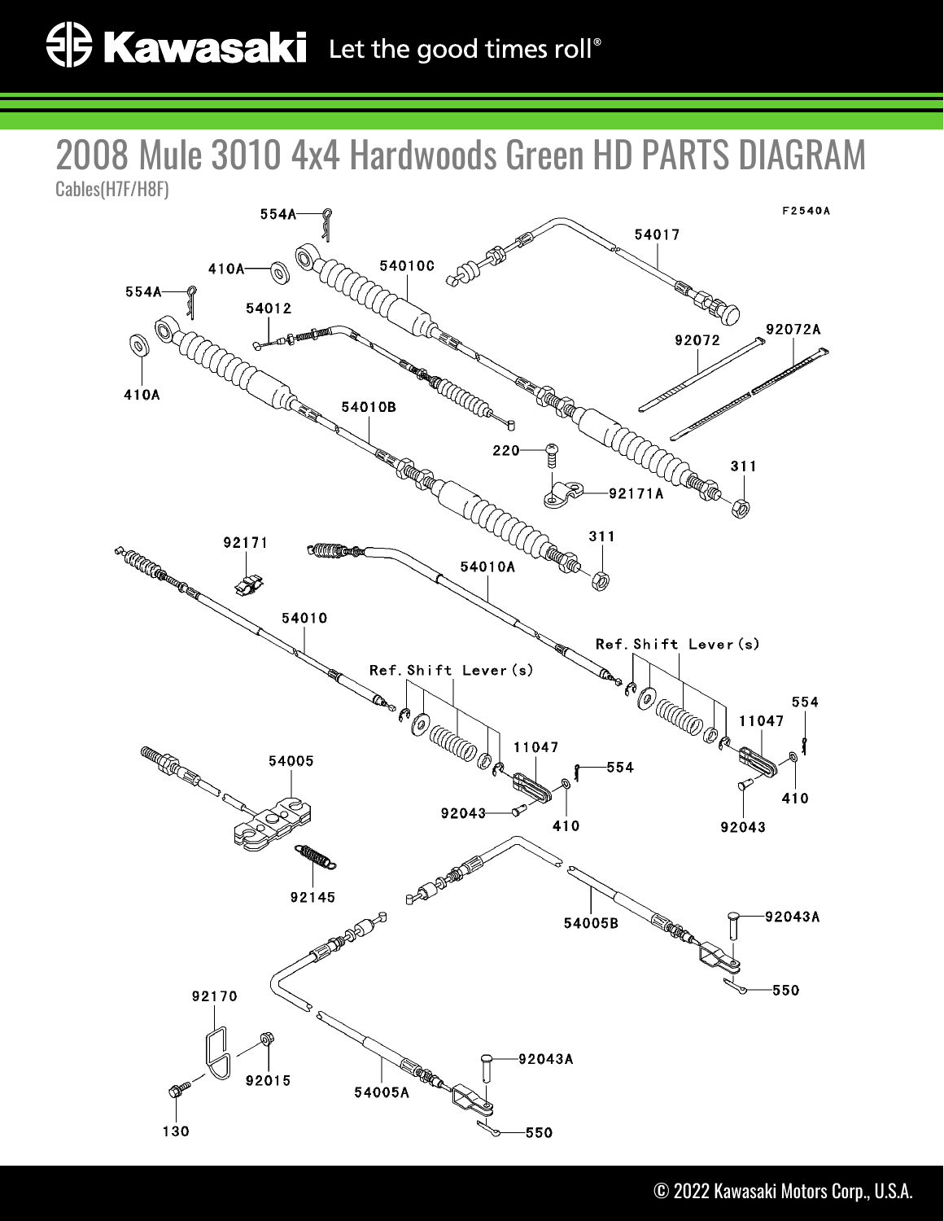# 2008 Mule 3010 4x4 Hardwoods Green HD PARTS DIAGRAM

Cables(H7F/H8F)

F2540A

554A
410A
54010C
54017
554A
54012
92072
92072A
410A
54010B
220
311
92171A
92171
311
54010A
54010
Ref. Shift Lever(s)
Ref. Shift Lever(s)
554
11047
11047
554
410
92043
410
92043
54005
92145
54005B
92043A
550
92170
92015
54005A
92043A
130
550

© 2022 Kawasaki Motors Corp., U.S.A.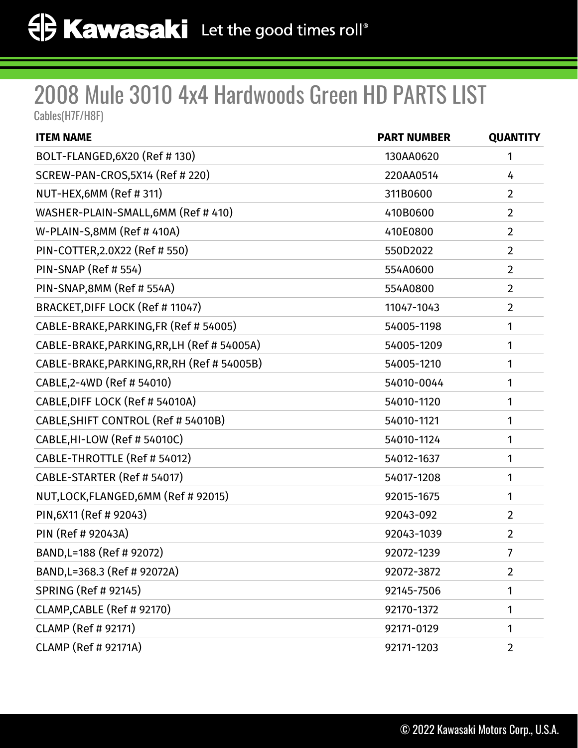# 2008 Mule 3010 4x4 Hardwoods Green HD PARTS LIST

Cables(H7F/H8F)

| ITEM NAME | PART NUMBER | QUANTITY |
|---|---|---|
| BOLT-FLANGED,6X20 (Ref # 130) | 130AA0620 | 1 |
| SCREW-PAN-CROS,5X14 (Ref # 220) | 220AA0514 | 4 |
| NUT-HEX,6MM (Ref # 311) | 311B0600 | 2 |
| WASHER-PLAIN-SMALL,6MM (Ref # 410) | 410B0600 | 2 |
| W-PLAIN-S,8MM (Ref # 410A) | 410E0800 | 2 |
| PIN-COTTER,2.0X22 (Ref # 550) | 550D2022 | 2 |
| PIN-SNAP (Ref # 554) | 554A0600 | 2 |
| PIN-SNAP,8MM (Ref # 554A) | 554A0800 | 2 |
| BRACKET,DIFF LOCK (Ref # 11047) | 11047-1043 | 2 |
| CABLE-BRAKE,PARKING,FR (Ref # 54005) | 54005-1198 | 1 |
| CABLE-BRAKE,PARKING,RR,LH (Ref # 54005A) | 54005-1209 | 1 |
| CABLE-BRAKE,PARKING,RR,RH (Ref # 54005B) | 54005-1210 | 1 |
| CABLE,2-4WD (Ref # 54010) | 54010-0044 | 1 |
| CABLE,DIFF LOCK (Ref # 54010A) | 54010-1120 | 1 |
| CABLE,SHIFT CONTROL (Ref # 54010B) | 54010-1121 | 1 |
| CABLE,HI-LOW (Ref # 54010C) | 54010-1124 | 1 |
| CABLE-THROTTLE (Ref # 54012) | 54012-1637 | 1 |
| CABLE-STARTER (Ref # 54017) | 54017-1208 | 1 |
| NUT,LOCK,FLANGED,6MM (Ref # 92015) | 92015-1675 | 1 |
| PIN,6X11 (Ref # 92043) | 92043-092 | 2 |
| PIN (Ref # 92043A) | 92043-1039 | 2 |
| BAND,L=188 (Ref # 92072) | 92072-1239 | 7 |
| BAND,L=368.3 (Ref # 92072A) | 92072-3872 | 2 |
| SPRING (Ref # 92145) | 92145-7506 | 1 |
| CLAMP,CABLE (Ref # 92170) | 92170-1372 | 1 |
| CLAMP (Ref # 92171) | 92171-0129 | 1 |
| CLAMP (Ref # 92171A) | 92171-1203 | 2 |